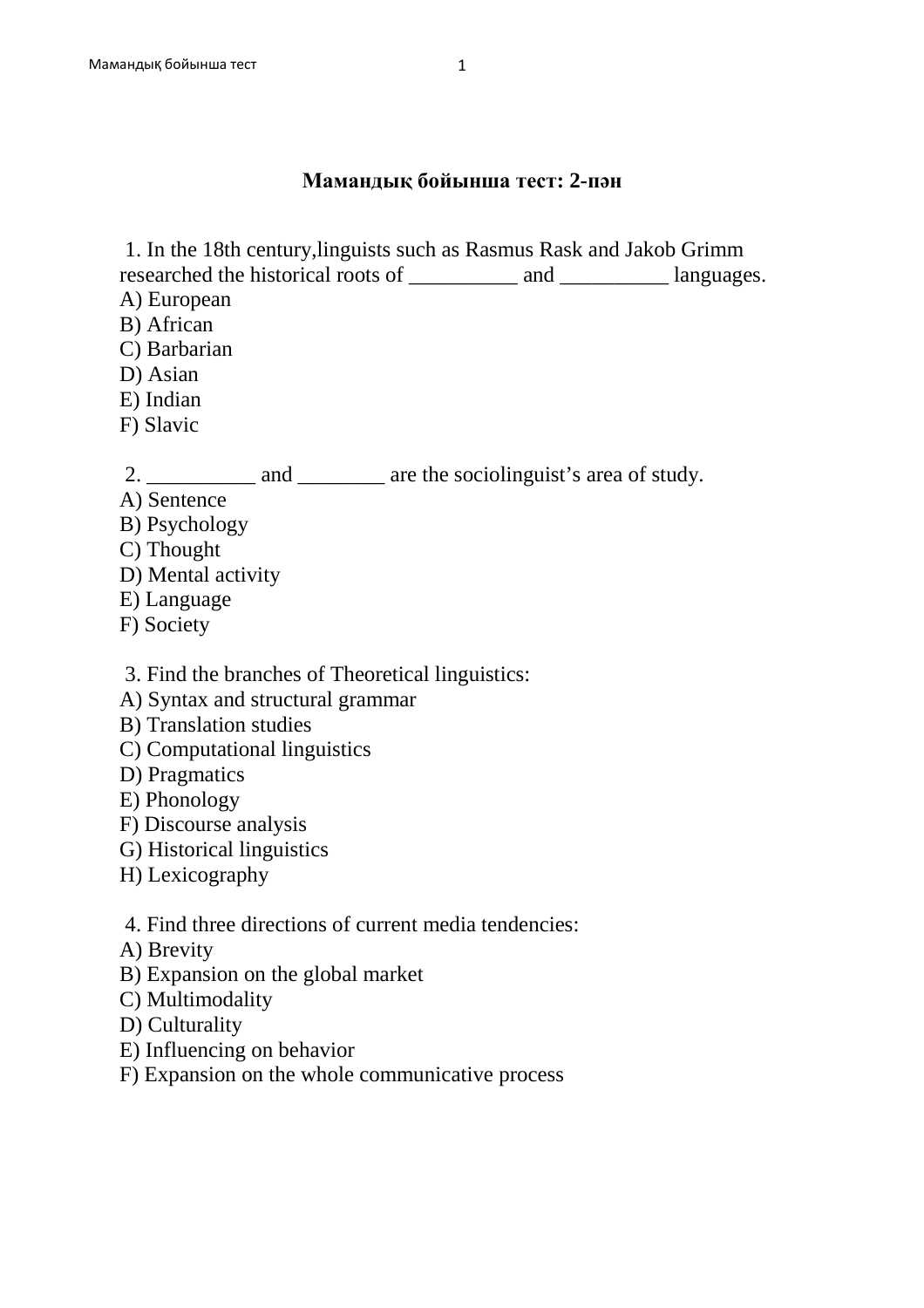## Мамандық бойынша тест: 2-пән

1. In the 18th century,linguists such as Rasmus Rask and Jakob Grimm researched the historical roots of __________ and __________ languages.
A) European
B) African
C) Barbarian
D) Asian
E) Indian
F) Slavic

2. __________ and ________ are the sociolinguist's area of study.
A) Sentence
B) Psychology
C) Thought
D) Mental activity
E) Language
F) Society

3. Find the branches of Theoretical linguistics:
A) Syntax and structural grammar
B) Translation studies
C) Computational linguistics
D) Pragmatics
E) Phonology
F) Discourse analysis
G) Historical linguistics
H) Lexicography

4. Find three directions of current media tendencies:
A) Brevity
B) Expansion on the global market
C) Multimodality
D) Culturality
E) Influencing on behavior
F) Expansion on the whole communicative process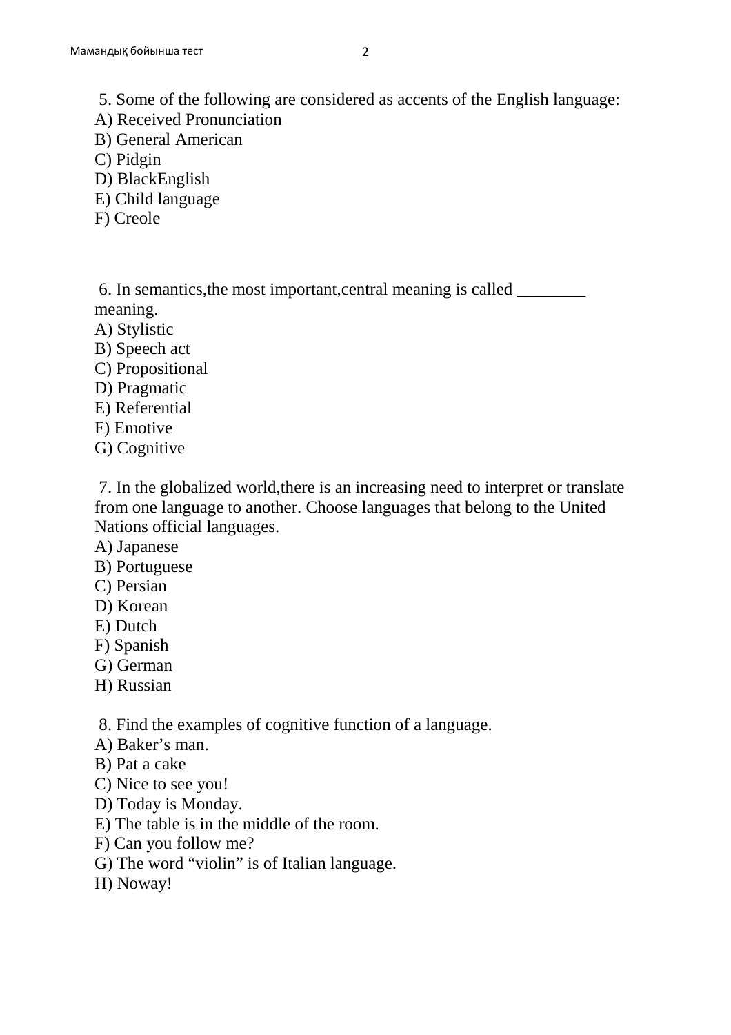5. Some of the following are considered as accents of the English language:
A) Received Pronunciation
B) General American
C) Pidgin
D) BlackEnglish
E) Child language
F) Creole

6. In semantics,the most important,central meaning is called ________ meaning.
A) Stylistic
B) Speech act
C) Propositional
D) Pragmatic
E) Referential
F) Emotive
G) Cognitive

7. In the globalized world,there is an increasing need to interpret or translate from one language to another. Choose languages that belong to the United Nations official languages.
A) Japanese
B) Portuguese
C) Persian
D) Korean
E) Dutch
F) Spanish
G) German
H) Russian

8. Find the examples of cognitive function of a language.
A) Baker's man.
B) Pat a cake
C) Nice to see you!
D) Today is Monday.
E) The table is in the middle of the room.
F) Can you follow me?
G) The word "violin" is of Italian language.
H) Noway!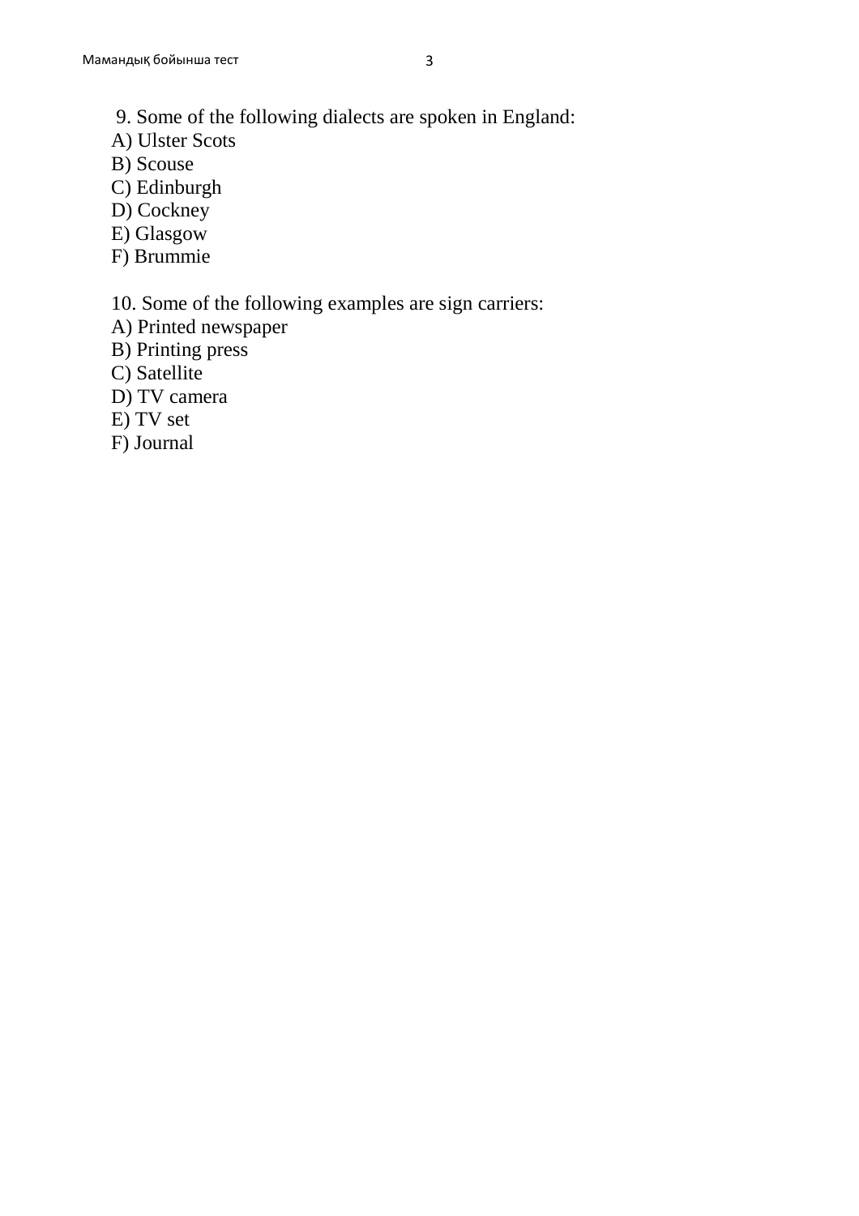9. Some of the following dialects are spoken in England:

A) Ulster Scots
B) Scouse
C) Edinburgh
D) Cockney
E) Glasgow
F) Brummie

10. Some of the following examples are sign carriers:

A) Printed newspaper
B) Printing press
C) Satellite
D) TV camera
E) TV set
F) Journal